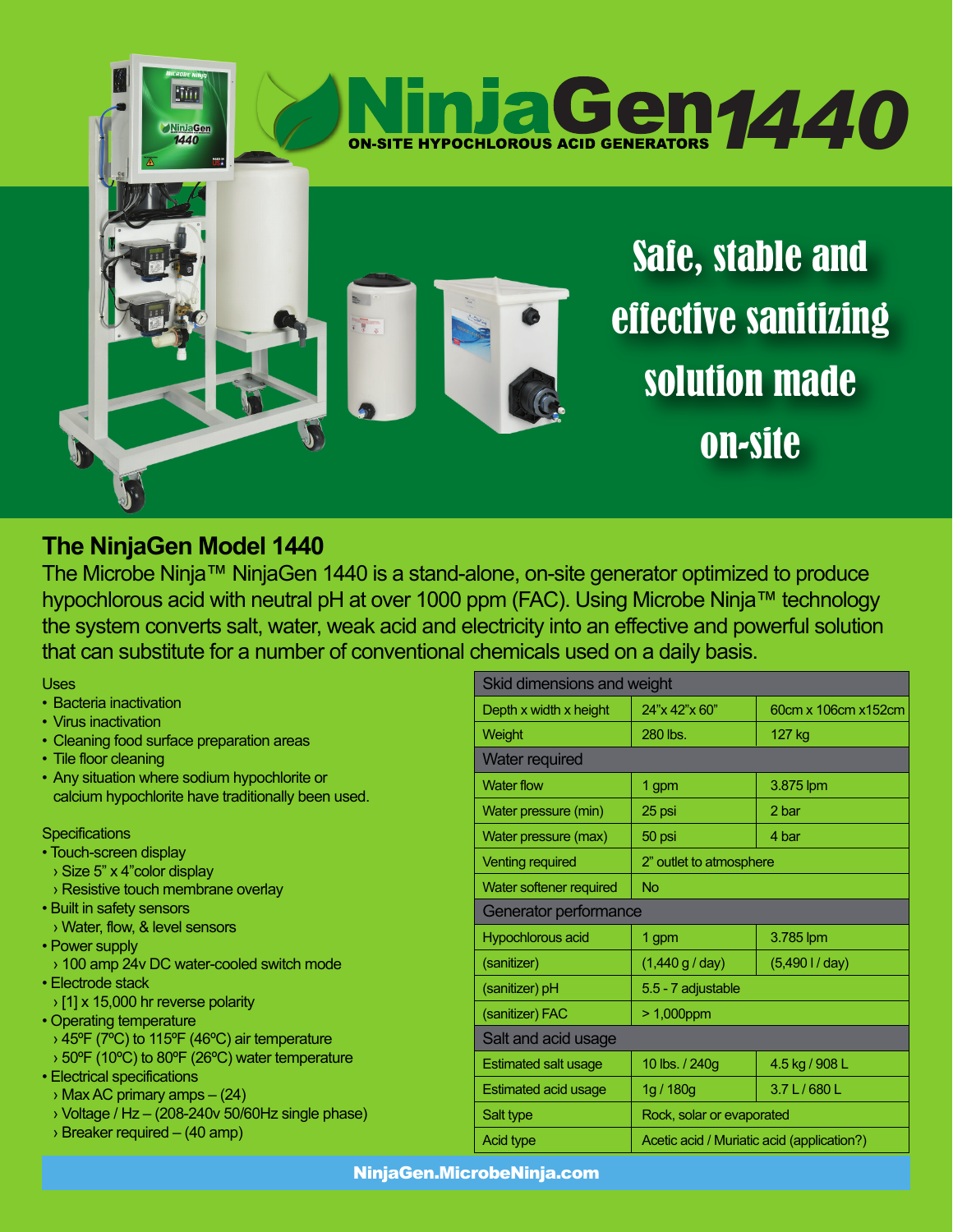# NinjaGen 1440

ON-SITE HYPOCHLOROUS ACID GENERATORS

Safe, stable and effective sanitizing solution made on-site

## The NinjaGen Model 1440

The Microbe Ninja™ NinjaGen 1440 is a stand-alone, on-site generator optimized to produce hypochlorous acid with neutral pH at over 1000 ppm (FAC). Using Microbe Ninja™ technology the system converts salt, water, weak acid and electricity into an effective and powerful solution that can substitute for a number of conventional chemicals used on a daily basis.

Uses

- Bacteria inactivation
- Virus inactivation
- Cleaning food surface preparation areas
- Tile floor cleaning
- Any situation where sodium hypochlorite or calcium hypochlorite have traditionally been used.

Specifications

- Touch-screen display
  - › Size 5” x 4”color display
  - › Resistive touch membrane overlay
- Built in safety sensors
  - › Water, flow, & level sensors
- Power supply
  - › 100 amp 24v DC water-cooled switch mode
- Electrode stack
  - › [1] x 15,000 hr reverse polarity
- Operating temperature
  - › 45ºF (7ºC) to 115ºF (46ºC) air temperature
  - › 50ºF (10ºC) to 80ºF (26ºC) water temperature
- Electrical specifications
  - › Max AC primary amps – (24)
  - › Voltage / Hz – (208-240v 50/60Hz single phase)
  - › Breaker required – (40 amp)

| Skid dimensions and weight | | |
|---|---|---|
| Depth x width x height | 24”x 42”x 60” | 60cm x 106cm x152cm |
| Weight | 280 lbs. | 127 kg |
| **Water required** | | |
| Water flow | 1 gpm | 3.875 lpm |
| Water pressure (min) | 25 psi | 2 bar |
| Water pressure (max) | 50 psi | 4 bar |
| Venting required | 2” outlet to atmosphere | |
| Water softener required | No | |
| **Generator performance** | | |
| Hypochlorous acid | 1 gpm | 3.785 lpm |
| (sanitizer) | (1,440 g / day) | (5,490 l / day) |
| (sanitizer) pH | 5.5 - 7 adjustable | |
| (sanitizer) FAC | > 1,000ppm | |
| **Salt and acid usage** | | |
| Estimated salt usage | 10 lbs. / 240g | 4.5 kg / 908 L |
| Estimated acid usage | 1g / 180g | 3.7 L / 680 L |
| Salt type | Rock, solar or evaporated | |
| Acid type | Acetic acid / Muriatic acid (application?) | |

NinjaGen.MicrobeNinja.com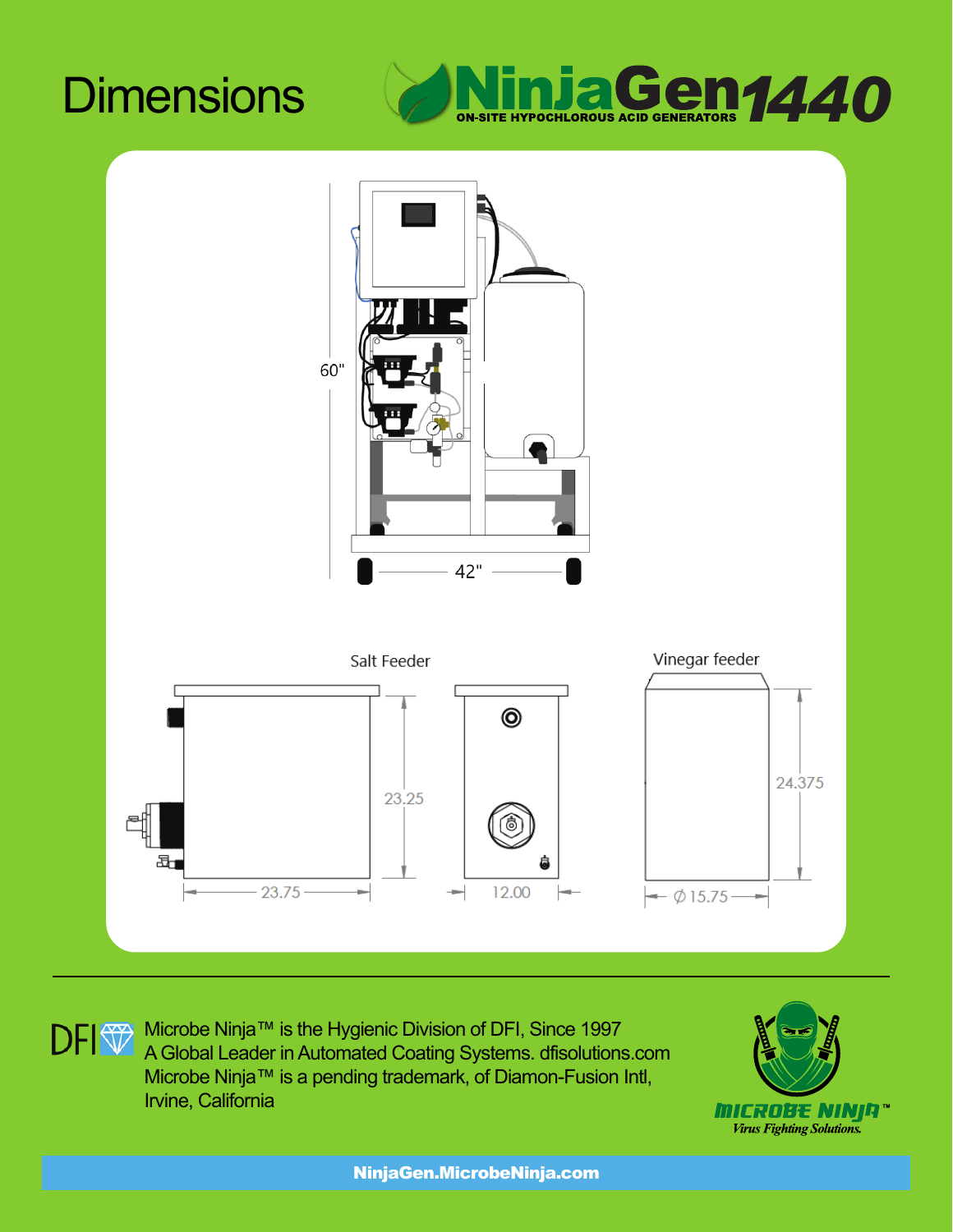# Dimensions

NinjaGen 1440

ON-SITE HYPOCHLOROUS ACID GENERATORS

60"

42"

Salt Feeder

23.25

23.75

12.00

Vinegar feeder

24.375

ϕ 15.75

DFI

Microbe Ninja™ is the Hygienic Division of DFI, Since 1997
A Global Leader in Automated Coating Systems. dfisolutions.com
Microbe Ninja™ is a pending trademark, of Diamon-Fusion Intl, Irvine, California

MICROBE NINJA™
*Virus Fighting Solutions.*

NinjaGen.MicrobeNinja.com